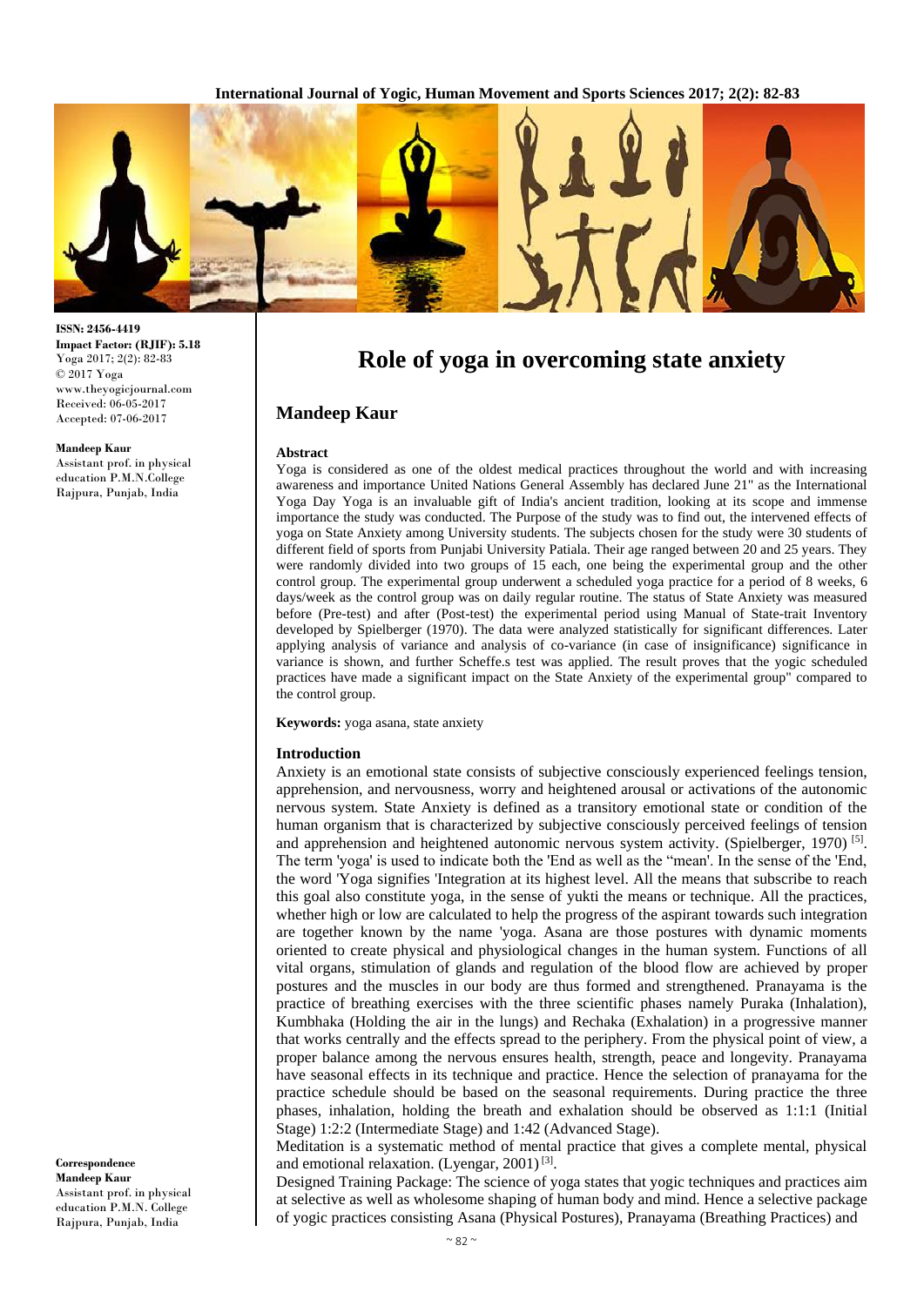ISSN: 2456-4419
**Impact Factor: (RJIF): 5.18**
Yoga 2017; 2(2): 82-83
© 2017 Yoga
www.theyogicjournal.com
Received: 06-05-2017
Accepted: 07-06-2017

**Mandeep Kaur**
Assistant prof. in physical education P.M.N.College Rajpura, Punjab, India

# Role of yoga in overcoming state anxiety

## Mandeep Kaur

### Abstract

Yoga is considered as one of the oldest medical practices throughout the world and with increasing awareness and importance United Nations General Assembly has declared June 21" as the International Yoga Day Yoga is an invaluable gift of India's ancient tradition, looking at its scope and immense importance the study was conducted. The Purpose of the study was to find out, the intervened effects of yoga on State Anxiety among University students. The subjects chosen for the study were 30 students of different field of sports from Punjabi University Patiala. Their age ranged between 20 and 25 years. They were randomly divided into two groups of 15 each, one being the experimental group and the other control group. The experimental group underwent a scheduled yoga practice for a period of 8 weeks, 6 days/week as the control group was on daily regular routine. The status of State Anxiety was measured before (Pre-test) and after (Post-test) the experimental period using Manual of State-trait Inventory developed by Spielberger (1970). The data were analyzed statistically for significant differences. Later applying analysis of variance and analysis of co-variance (in case of insignificance) significance in variance is shown, and further Scheffe.s test was applied. The result proves that the yogic scheduled practices have made a significant impact on the State Anxiety of the experimental group" compared to the control group.

**Keywords:** yoga asana, state anxiety

### Introduction

Anxiety is an emotional state consists of subjective consciously experienced feelings tension, apprehension, and nervousness, worry and heightened arousal or activations of the autonomic nervous system. State Anxiety is defined as a transitory emotional state or condition of the human organism that is characterized by subjective consciously perceived feelings of tension and apprehension and heightened autonomic nervous system activity. (Spielberger, 1970) [5].
The term 'yoga' is used to indicate both the 'End as well as the "mean'. In the sense of the 'End, the word 'Yoga signifies 'Integration at its highest level. All the means that subscribe to reach this goal also constitute yoga, in the sense of yukti the means or technique. All the practices, whether high or low are calculated to help the progress of the aspirant towards such integration are together known by the name 'yoga. Asana are those postures with dynamic moments oriented to create physical and physiological changes in the human system. Functions of all vital organs, stimulation of glands and regulation of the blood flow are achieved by proper postures and the muscles in our body are thus formed and strengthened. Pranayama is the practice of breathing exercises with the three scientific phases namely Puraka (Inhalation), Kumbhaka (Holding the air in the lungs) and Rechaka (Exhalation) in a progressive manner that works centrally and the effects spread to the periphery. From the physical point of view, a proper balance among the nervous ensures health, strength, peace and longevity. Pranayama have seasonal effects in its technique and practice. Hence the selection of pranayama for the practice schedule should be based on the seasonal requirements. During practice the three phases, inhalation, holding the breath and exhalation should be observed as 1:1:1 (Initial Stage) 1:2:2 (Intermediate Stage) and 1:42 (Advanced Stage).
Meditation is a systematic method of mental practice that gives a complete mental, physical and emotional relaxation. (Lyengar, 2001) [3].
Designed Training Package: The science of yoga states that yogic techniques and practices aim at selective as well as wholesome shaping of human body and mind. Hence a selective package of yogic practices consisting Asana (Physical Postures), Pranayama (Breathing Practices) and

**Correspondence**
**Mandeep Kaur**
Assistant prof. in physical education P.M.N. College Rajpura, Punjab, India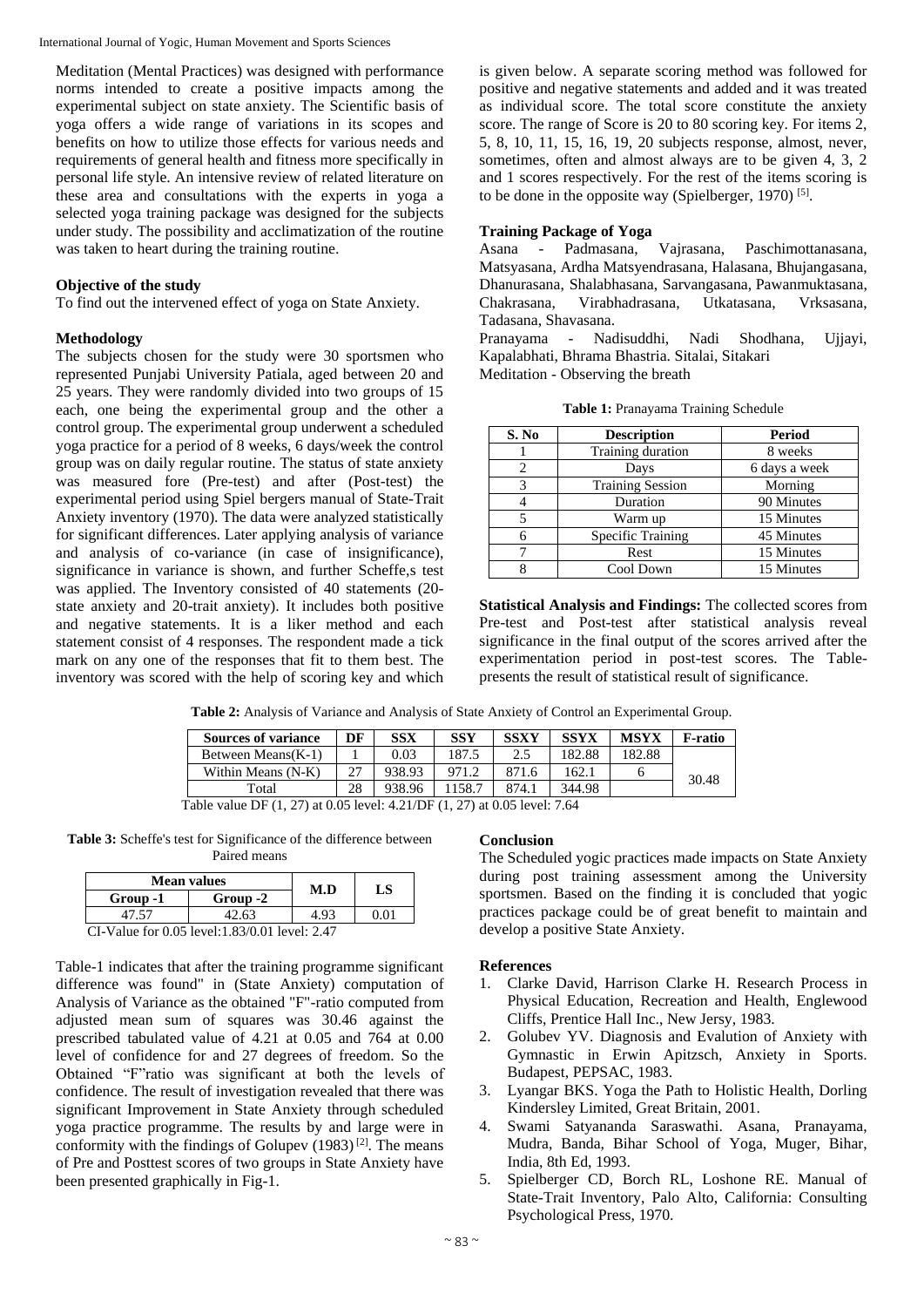Meditation (Mental Practices) was designed with performance norms intended to create a positive impacts among the experimental subject on state anxiety. The Scientific basis of yoga offers a wide range of variations in its scopes and benefits on how to utilize those effects for various needs and requirements of general health and fitness more specifically in personal life style. An intensive review of related literature on these area and consultations with the experts in yoga a selected yoga training package was designed for the subjects under study. The possibility and acclimatization of the routine was taken to heart during the training routine.

**Objective of the study**

To find out the intervened effect of yoga on State Anxiety.

**Methodology**

The subjects chosen for the study were 30 sportsmen who represented Punjabi University Patiala, aged between 20 and 25 years. They were randomly divided into two groups of 15 each, one being the experimental group and the other a control group. The experimental group underwent a scheduled yoga practice for a period of 8 weeks, 6 days/week the control group was on daily regular routine. The status of state anxiety was measured fore (Pre-test) and after (Post-test) the experimental period using Spiel bergers manual of State-Trait Anxiety inventory (1970). The data were analyzed statistically for significant differences. Later applying analysis of variance and analysis of co-variance (in case of insignificance), significance in variance is shown, and further Scheffe,s test was applied. The Inventory consisted of 40 statements (20-state anxiety and 20-trait anxiety). It includes both positive and negative statements. It is a liker method and each statement consist of 4 responses. The respondent made a tick mark on any one of the responses that fit to them best. The inventory was scored with the help of scoring key and which is given below. A separate scoring method was followed for positive and negative statements and added and it was treated as individual score. The total score constitute the anxiety score. The range of Score is 20 to 80 scoring key. For items 2, 5, 8, 10, 11, 15, 16, 19, 20 subjects response, almost, never, sometimes, often and almost always are to be given 4, 3, 2 and 1 scores respectively. For the rest of the items scoring is to be done in the opposite way (Spielberger, 1970) [5].

**Training Package of Yoga**

Asana - Padmasana, Vajrasana, Paschimottanasana, Matsyasana, Ardha Matsyendrasana, Halasana, Bhujangasana, Dhanurasana, Shalabhasana, Sarvangasana, Pawanmuktasana, Chakrasana, Virabhadrasana, Utkatasana, Vrksasana, Tadasana, Shavasana.

Pranayama - Nadisuddhi, Nadi Shodhana, Ujjayi, Kapalabhati, Bhrama Bhastria. Sitalai, Sitakari

Meditation - Observing the breath

**Table 1:** Pranayama Training Schedule

| S. No | Description | Period |
|---|---|---|
| 1 | Training duration | 8 weeks |
| 2 | Days | 6 days a week |
| 3 | Training Session | Morning |
| 4 | Duration | 90 Minutes |
| 5 | Warm up | 15 Minutes |
| 6 | Specific Training | 45 Minutes |
| 7 | Rest | 15 Minutes |
| 8 | Cool Down | 15 Minutes |

**Statistical Analysis and Findings:** The collected scores from Pre-test and Post-test after statistical analysis reveal significance in the final output of the scores arrived after the experimentation period in post-test scores. The Table-presents the result of statistical result of significance.

**Table 2:** Analysis of Variance and Analysis of State Anxiety of Control an Experimental Group.

| Sources of variance | DF | SSX | SSY | SSXY | SSYX | MSYX | F-ratio |
|---|---|---|---|---|---|---|---|
| Between Means(K-1) | 1 | 0.03 | 187.5 | 2.5 | 182.88 | 182.88 | 30.48 |
| Within Means (N-K) | 27 | 938.93 | 971.2 | 871.6 | 162.1 | 6 | |
| Total | 28 | 938.96 | 1158.7 | 874.1 | 344.98 | | |

Table value DF (1, 27) at 0.05 level: 4.21/DF (1, 27) at 0.05 level: 7.64

**Table 3:** Scheffe's test for Significance of the difference between Paired means

| Mean values | | M.D | LS |
|---|---|---|---|
| Group -1 | Group -2 | | |
| 47.57 | 42.63 | 4.93 | 0.01 |

CI-Value for 0.05 level:1.83/0.01 level: 2.47

Table-1 indicates that after the training programme significant difference was found" in (State Anxiety) computation of Analysis of Variance as the obtained "F"-ratio computed from adjusted mean sum of squares was 30.46 against the prescribed tabulated value of 4.21 at 0.05 and 764 at 0.00 level of confidence for and 27 degrees of freedom. So the Obtained "F"ratio was significant at both the levels of confidence. The result of investigation revealed that there was significant Improvement in State Anxiety through scheduled yoga practice programme. The results by and large were in conformity with the findings of Golupev (1983) [2]. The means of Pre and Posttest scores of two groups in State Anxiety have been presented graphically in Fig-1.

**Conclusion**

The Scheduled yogic practices made impacts on State Anxiety during post training assessment among the University sportsmen. Based on the finding it is concluded that yogic practices package could be of great benefit to maintain and develop a positive State Anxiety.

**References**

1. Clarke David, Harrison Clarke H. Research Process in Physical Education, Recreation and Health, Englewood Cliffs, Prentice Hall Inc., New Jersy, 1983.
2. Golubev YV. Diagnosis and Evalution of Anxiety with Gymnastic in Erwin Apitzsch, Anxiety in Sports. Budapest, PEPSAC, 1983.
3. Lyangar BKS. Yoga the Path to Holistic Health, Dorling Kindersley Limited, Great Britain, 2001.
4. Swami Satyananda Saraswathi. Asana, Pranayama, Mudra, Banda, Bihar School of Yoga, Muger, Bihar, India, 8th Ed, 1993.
5. Spielberger CD, Borch RL, Loshone RE. Manual of State-Trait Inventory, Palo Alto, California: Consulting Psychological Press, 1970.